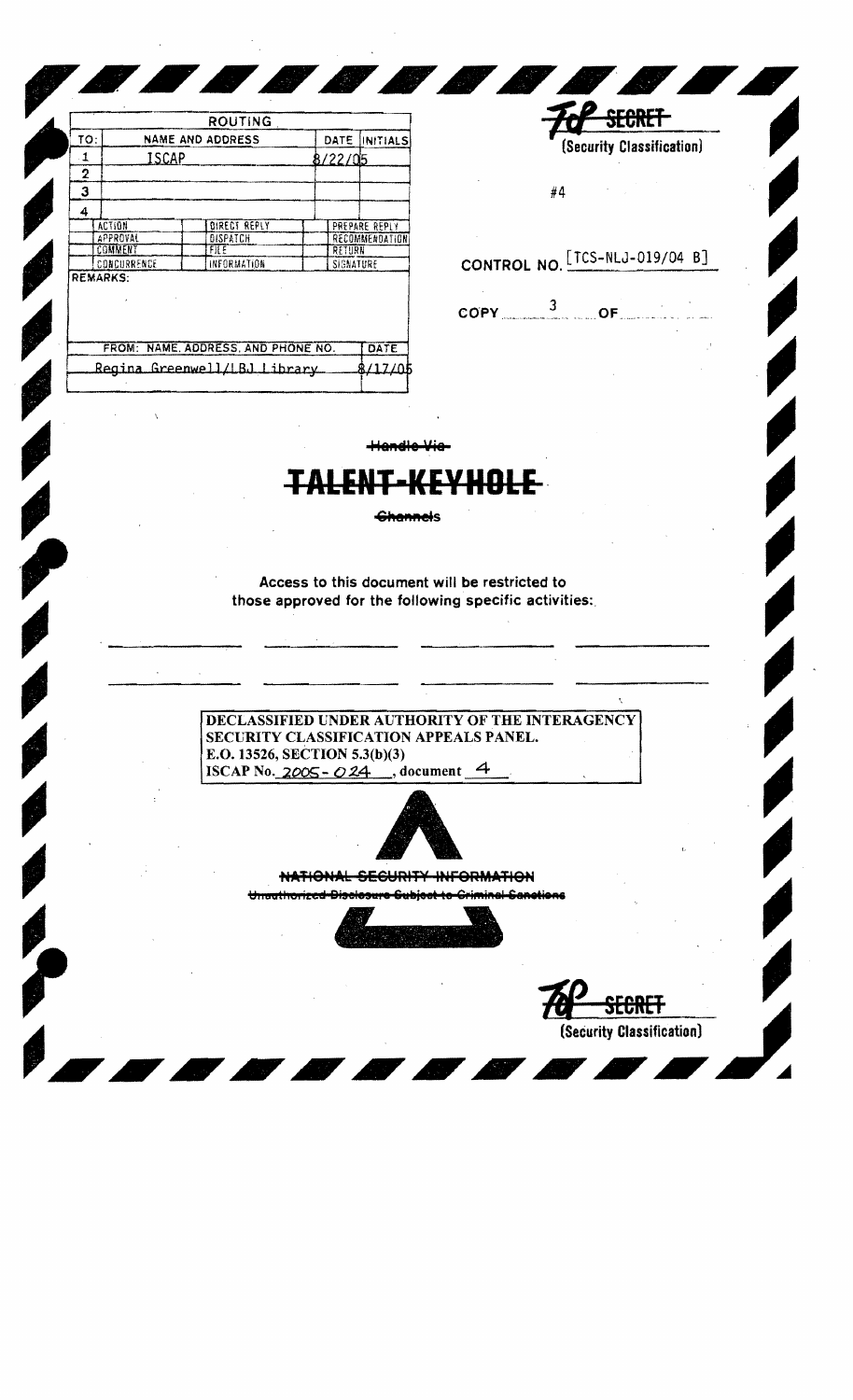## ROUTING

| TO: | NAME AND ADDRESS | DATE | INITIALS |
|---|---|---|---|
| 1 | ISCAP | 8/22/05 | |
| 2 | | | |
| 3 | | | |
| 4 | | | |

| | | |
|---|---|---|
| ACTION | DIRECT REPLY | PREPARE REPLY |
| APPROVAL | DISPATCH | RECOMMENDATION |
| COMMENT | FILE | RETURN |
| CONCURRENCE | INFORMATION | SIGNATURE |

REMARKS:

| FROM: NAME, ADDRESS, AND PHONE NO. | DATE |
|---|---|
| Regina Greenwell/LBJ Library | 8/17/05 |

~~TOP SECRET~~
(Security Classification)

#4

CONTROL NO. [TCS-NLJ-019/04 B]

COPY 3 OF

~~Handle Via~~

# ~~TALENT-KEYHOLE~~

~~Channels~~

Access to this document will be restricted to those approved for the following specific activities:

DECLASSIFIED UNDER AUTHORITY OF THE INTERAGENCY SECURITY CLASSIFICATION APPEALS PANEL.
E.O. 13526, SECTION 5.3(b)(3)
ISCAP No. 2005-024, document 4

~~NATIONAL SECURITY INFORMATION~~
~~Unauthorized Disclosure Subject to Criminal Sanctions~~

~~TOP SECRET~~
(Security Classification)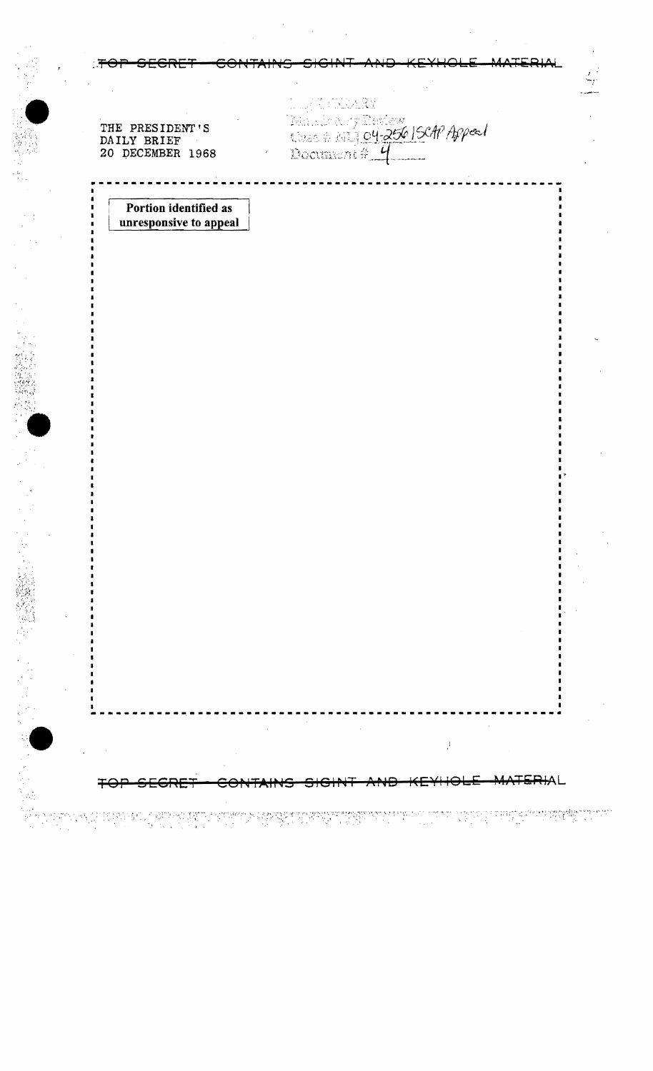~~TOP SECRET — CONTAINS SIGINT AND KEYHOLE MATERIAL~~

THE PRESIDENT'S
DAILY BRIEF
20 DECEMBER 1968

LBJ LIBRARY
Mandatory Review
Case # NLJ 04-256 ISCAP Appeal
Document # 4

**Portion identified as unresponsive to appeal**

~~TOP SECRET — CONTAINS SIGINT AND KEYHOLE MATERIAL~~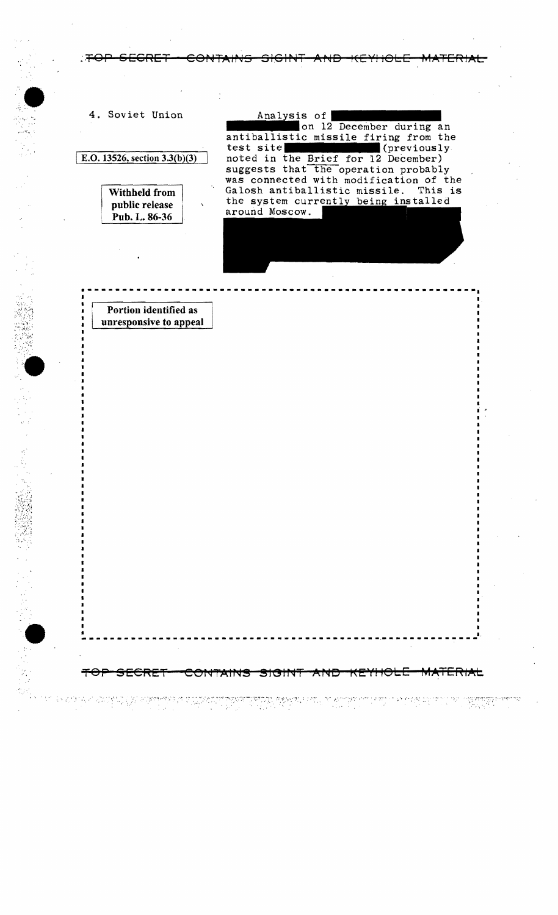4. Soviet Union

E.O. 13526, section 3.3(b)(3)

Withheld from public release Pub. L. 86-36

Analysis of [redacted] on 12 December during an antiballistic missile firing from the test site [redacted] (previously noted in the Brief for 12 December) suggests that the operation probably was connected with modification of the Galosh antiballistic missile. This is the system currently being installed around Moscow. [redacted]

Portion identified as unresponsive to appeal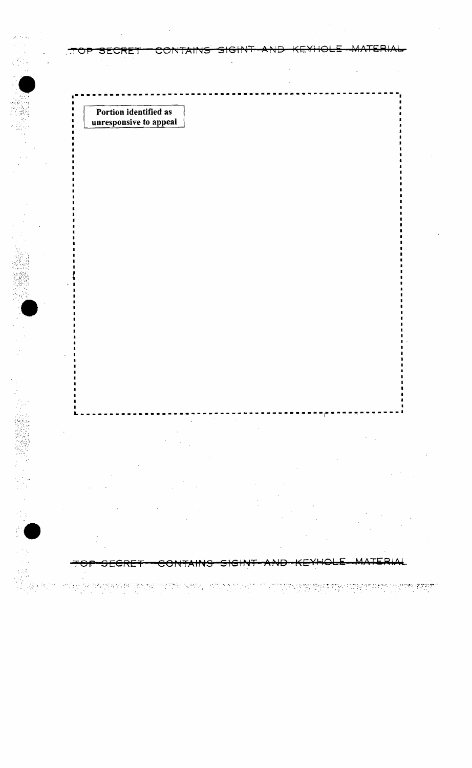Portion identified as unresponsive to appeal